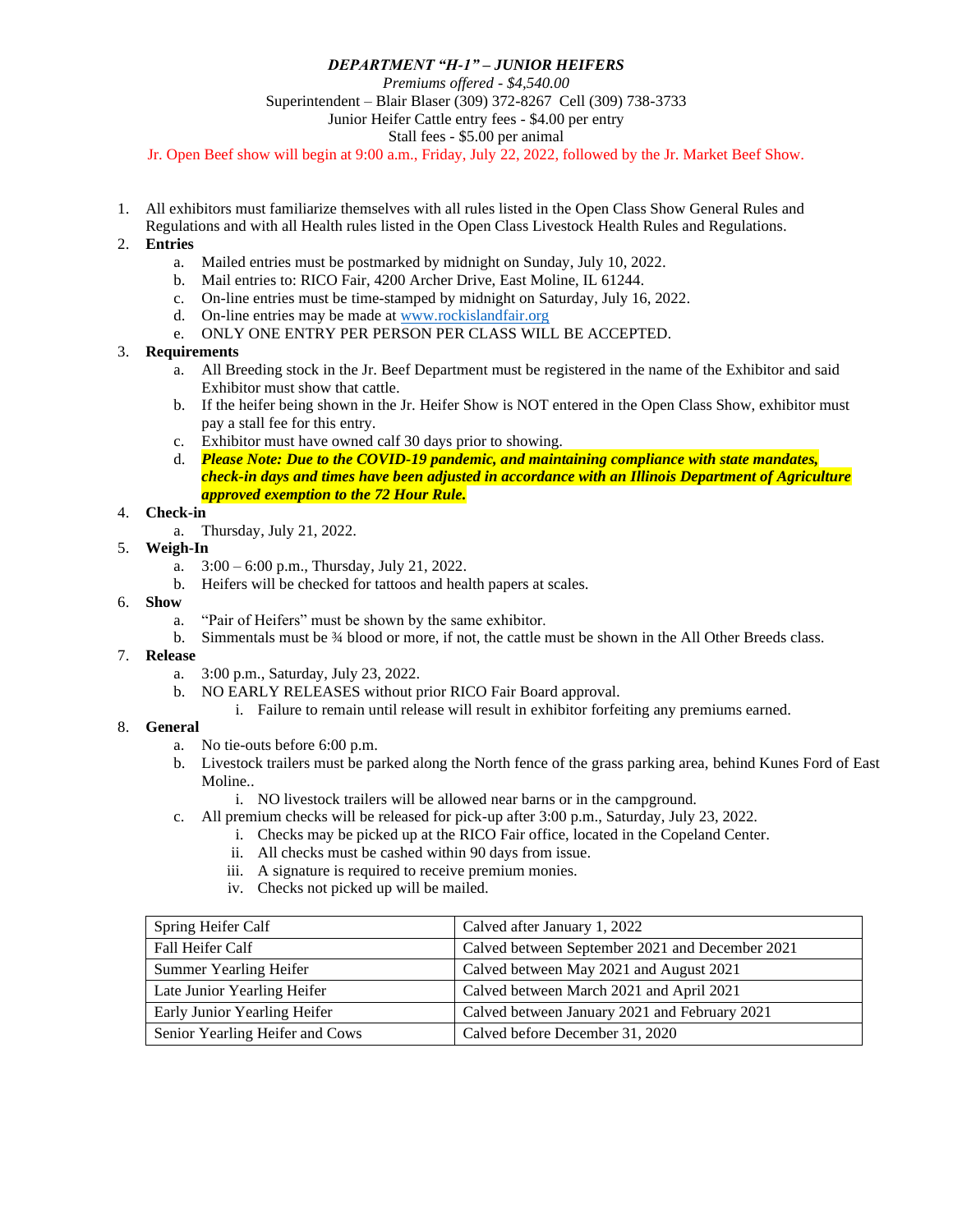# *DEPARTMENT "H-1" – JUNIOR HEIFERS*

*Premiums offered - $4,540.00*

Superintendent – Blair Blaser (309) 372-8267 Cell (309) 738-3733

Junior Heifer Cattle entry fees - $4.00 per entry

Stall fees - $5.00 per animal

Jr. Open Beef show will begin at 9:00 a.m., Friday, July 22, 2022, followed by the Jr. Market Beef Show.

1. All exhibitors must familiarize themselves with all rules listed in the Open Class Show General Rules and Regulations and with all Health rules listed in the Open Class Livestock Health Rules and Regulations.
2. **Entries**
   a. Mailed entries must be postmarked by midnight on Sunday, July 10, 2022.
   b. Mail entries to: RICO Fair, 4200 Archer Drive, East Moline, IL 61244.
   c. On-line entries must be time-stamped by midnight on Saturday, July 16, 2022.
   d. On-line entries may be made at www.rockislandfair.org
   e. ONLY ONE ENTRY PER PERSON PER CLASS WILL BE ACCEPTED.
3. **Requirements**
   a. All Breeding stock in the Jr. Beef Department must be registered in the name of the Exhibitor and said Exhibitor must show that cattle.
   b. If the heifer being shown in the Jr. Heifer Show is NOT entered in the Open Class Show, exhibitor must pay a stall fee for this entry.
   c. Exhibitor must have owned calf 30 days prior to showing.
   d. ***Please Note: Due to the COVID-19 pandemic, and maintaining compliance with state mandates, check-in days and times have been adjusted in accordance with an Illinois Department of Agriculture approved exemption to the 72 Hour Rule.***
4. **Check-in**
   a. Thursday, July 21, 2022.
5. **Weigh-In**
   a. 3:00 – 6:00 p.m., Thursday, July 21, 2022.
   b. Heifers will be checked for tattoos and health papers at scales.
6. **Show**
   a. "Pair of Heifers" must be shown by the same exhibitor.
   b. Simmentals must be ¾ blood or more, if not, the cattle must be shown in the All Other Breeds class.
7. **Release**
   a. 3:00 p.m., Saturday, July 23, 2022.
   b. NO EARLY RELEASES without prior RICO Fair Board approval.
      i. Failure to remain until release will result in exhibitor forfeiting any premiums earned.
8. **General**
   a. No tie-outs before 6:00 p.m.
   b. Livestock trailers must be parked along the North fence of the grass parking area, behind Kunes Ford of East Moline..
      i. NO livestock trailers will be allowed near barns or in the campground.
   c. All premium checks will be released for pick-up after 3:00 p.m., Saturday, July 23, 2022.
      i. Checks may be picked up at the RICO Fair office, located in the Copeland Center.
      ii. All checks must be cashed within 90 days from issue.
      iii. A signature is required to receive premium monies.
      iv. Checks not picked up will be mailed.

| | |
|---|---|
| Spring Heifer Calf | Calved after January 1, 2022 |
| Fall Heifer Calf | Calved between September 2021 and December 2021 |
| Summer Yearling Heifer | Calved between May 2021 and August 2021 |
| Late Junior Yearling Heifer | Calved between March 2021 and April 2021 |
| Early Junior Yearling Heifer | Calved between January 2021 and February 2021 |
| Senior Yearling Heifer and Cows | Calved before December 31, 2020 |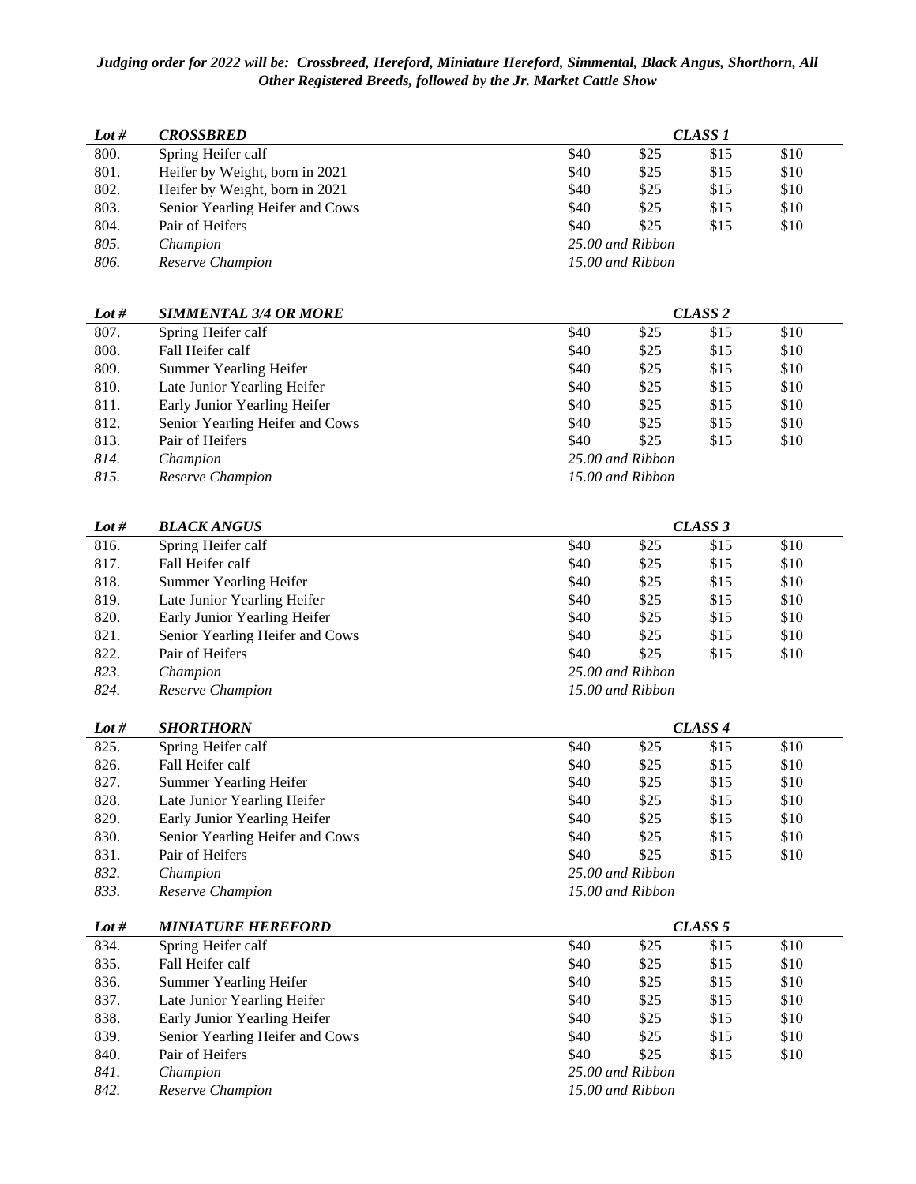***Judging order for 2022 will be: Crossbreed, Hereford, Miniature Hereford, Simmental, Black Angus, Shorthorn, All Other Registered Breeds, followed by the Jr. Market Cattle Show***

| ***Lot #*** | ***CROSSBRED*** | | | ***CLASS 1*** | |
|---|---|---|---|---|---|
| 800. | Spring Heifer calf | $40 | $25 | $15 | $10 |
| 801. | Heifer by Weight, born in 2021 | $40 | $25 | $15 | $10 |
| 802. | Heifer by Weight, born in 2021 | $40 | $25 | $15 | $10 |
| 803. | Senior Yearling Heifer and Cows | $40 | $25 | $15 | $10 |
| 804. | Pair of Heifers | $40 | $25 | $15 | $10 |
| *805.* | *Champion* | *25.00 and Ribbon* | | | |
| *806.* | *Reserve Champion* | *15.00 and Ribbon* | | | |

| ***Lot #*** | ***SIMMENTAL 3/4 OR MORE*** | | | ***CLASS 2*** | |
|---|---|---|---|---|---|
| 807. | Spring Heifer calf | $40 | $25 | $15 | $10 |
| 808. | Fall Heifer calf | $40 | $25 | $15 | $10 |
| 809. | Summer Yearling Heifer | $40 | $25 | $15 | $10 |
| 810. | Late Junior Yearling Heifer | $40 | $25 | $15 | $10 |
| 811. | Early Junior Yearling Heifer | $40 | $25 | $15 | $10 |
| 812. | Senior Yearling Heifer and Cows | $40 | $25 | $15 | $10 |
| 813. | Pair of Heifers | $40 | $25 | $15 | $10 |
| *814.* | *Champion* | *25.00 and Ribbon* | | | |
| *815.* | *Reserve Champion* | *15.00 and Ribbon* | | | |

| ***Lot #*** | ***BLACK ANGUS*** | | | ***CLASS 3*** | |
|---|---|---|---|---|---|
| 816. | Spring Heifer calf | $40 | $25 | $15 | $10 |
| 817. | Fall Heifer calf | $40 | $25 | $15 | $10 |
| 818. | Summer Yearling Heifer | $40 | $25 | $15 | $10 |
| 819. | Late Junior Yearling Heifer | $40 | $25 | $15 | $10 |
| 820. | Early Junior Yearling Heifer | $40 | $25 | $15 | $10 |
| 821. | Senior Yearling Heifer and Cows | $40 | $25 | $15 | $10 |
| 822. | Pair of Heifers | $40 | $25 | $15 | $10 |
| *823.* | *Champion* | *25.00 and Ribbon* | | | |
| *824.* | *Reserve Champion* | *15.00 and Ribbon* | | | |

| ***Lot #*** | ***SHORTHORN*** | | | ***CLASS 4*** | |
|---|---|---|---|---|---|
| 825. | Spring Heifer calf | $40 | $25 | $15 | $10 |
| 826. | Fall Heifer calf | $40 | $25 | $15 | $10 |
| 827. | Summer Yearling Heifer | $40 | $25 | $15 | $10 |
| 828. | Late Junior Yearling Heifer | $40 | $25 | $15 | $10 |
| 829. | Early Junior Yearling Heifer | $40 | $25 | $15 | $10 |
| 830. | Senior Yearling Heifer and Cows | $40 | $25 | $15 | $10 |
| 831. | Pair of Heifers | $40 | $25 | $15 | $10 |
| *832.* | *Champion* | *25.00 and Ribbon* | | | |
| *833.* | *Reserve Champion* | *15.00 and Ribbon* | | | |

| ***Lot #*** | ***MINIATURE HEREFORD*** | | | ***CLASS 5*** | |
|---|---|---|---|---|---|
| 834. | Spring Heifer calf | $40 | $25 | $15 | $10 |
| 835. | Fall Heifer calf | $40 | $25 | $15 | $10 |
| 836. | Summer Yearling Heifer | $40 | $25 | $15 | $10 |
| 837. | Late Junior Yearling Heifer | $40 | $25 | $15 | $10 |
| 838. | Early Junior Yearling Heifer | $40 | $25 | $15 | $10 |
| 839. | Senior Yearling Heifer and Cows | $40 | $25 | $15 | $10 |
| 840. | Pair of Heifers | $40 | $25 | $15 | $10 |
| *841.* | *Champion* | *25.00 and Ribbon* | | | |
| *842.* | *Reserve Champion* | *15.00 and Ribbon* | | | |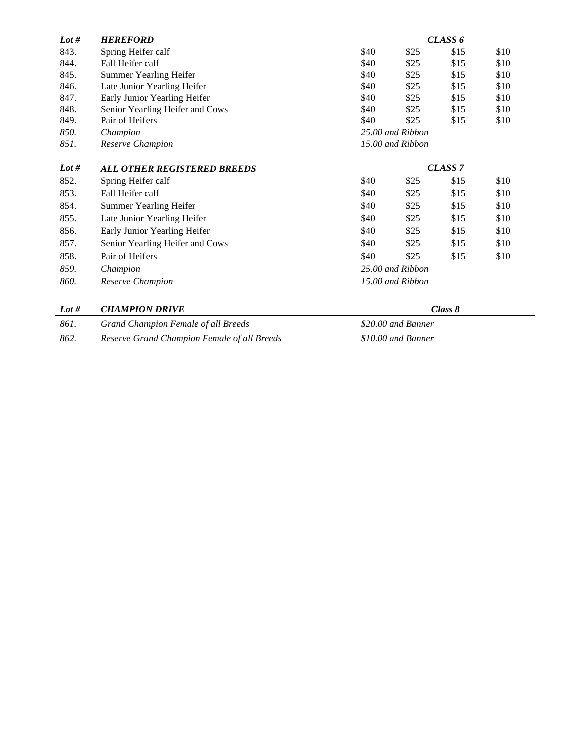| *Lot #* | ***HEREFORD*** | | | ***CLASS 6*** | |
|---|---|---|---|---|---|
| 843. | Spring Heifer calf | $40 | $25 | $15 | $10 |
| 844. | Fall Heifer calf | $40 | $25 | $15 | $10 |
| 845. | Summer Yearling Heifer | $40 | $25 | $15 | $10 |
| 846. | Late Junior Yearling Heifer | $40 | $25 | $15 | $10 |
| 847. | Early Junior Yearling Heifer | $40 | $25 | $15 | $10 |
| 848. | Senior Yearling Heifer and Cows | $40 | $25 | $15 | $10 |
| 849. | Pair of Heifers | $40 | $25 | $15 | $10 |
| *850.* | *Champion* | *25.00 and Ribbon* | | | |
| *851.* | *Reserve Champion* | *15.00 and Ribbon* | | | |

| *Lot #* | ***ALL OTHER REGISTERED BREEDS*** | | | ***CLASS 7*** | |
|---|---|---|---|---|---|
| 852. | Spring Heifer calf | $40 | $25 | $15 | $10 |
| 853. | Fall Heifer calf | $40 | $25 | $15 | $10 |
| 854. | Summer Yearling Heifer | $40 | $25 | $15 | $10 |
| 855. | Late Junior Yearling Heifer | $40 | $25 | $15 | $10 |
| 856. | Early Junior Yearling Heifer | $40 | $25 | $15 | $10 |
| 857. | Senior Yearling Heifer and Cows | $40 | $25 | $15 | $10 |
| 858. | Pair of Heifers | $40 | $25 | $15 | $10 |
| *859.* | *Champion* | *25.00 and Ribbon* | | | |
| *860.* | *Reserve Champion* | *15.00 and Ribbon* | | | |

| *Lot #* | ***CHAMPION DRIVE*** | ***Class 8*** |
|---|---|---|
| *861.* | *Grand Champion Female of all Breeds* | *$20.00 and Banner* |
| *862.* | *Reserve Grand Champion Female of all Breeds* | *$10.00 and Banner* |